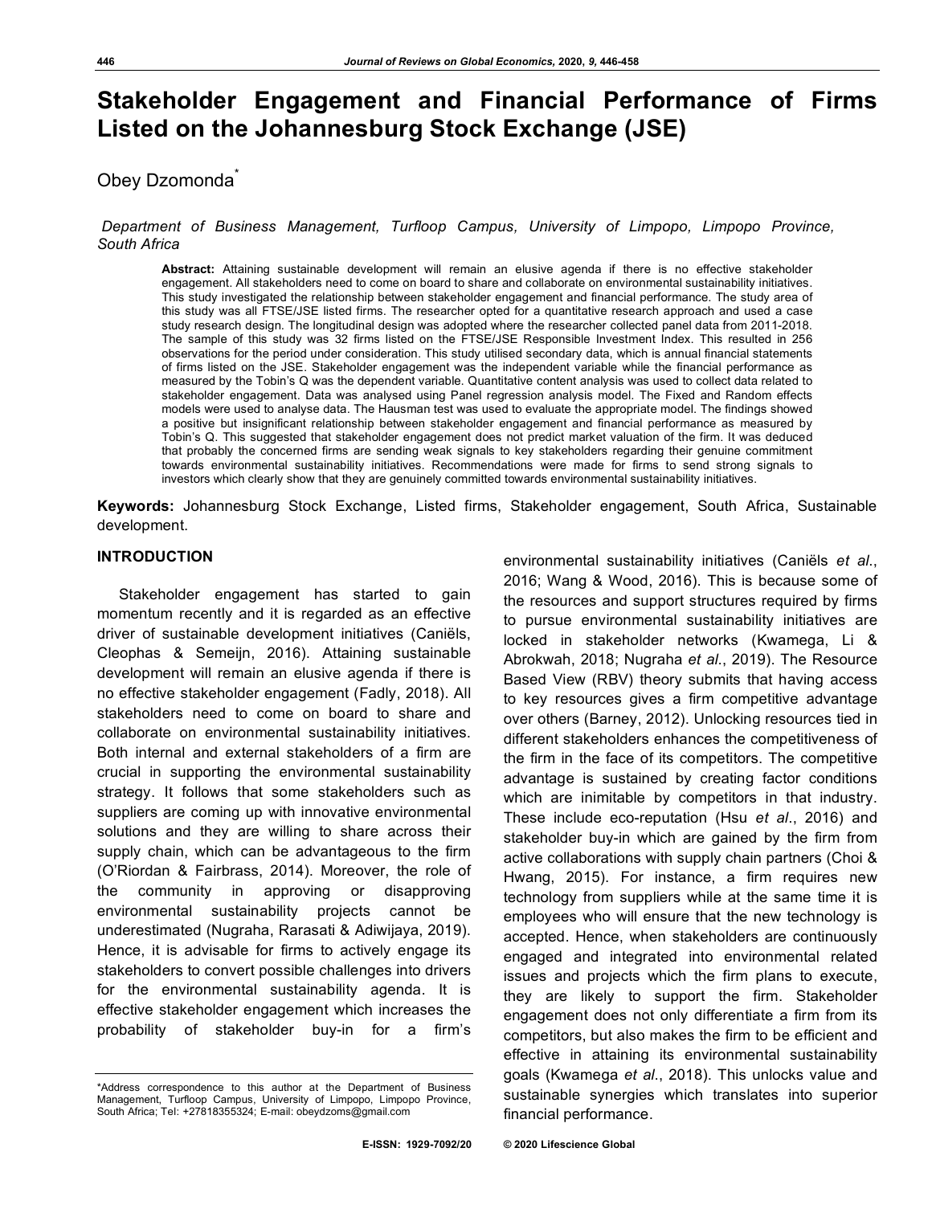# Stakeholder Engagement and Financial Performance of Firms Listed on the Johannesburg Stock Exchange (JSE)

Obey Dzomonda*

*Department of Business Management, Turfloop Campus, University of Limpopo, Limpopo Province, South Africa*

**Abstract:** Attaining sustainable development will remain an elusive agenda if there is no effective stakeholder engagement. All stakeholders need to come on board to share and collaborate on environmental sustainability initiatives. This study investigated the relationship between stakeholder engagement and financial performance. The study area of this study was all FTSE/JSE listed firms. The researcher opted for a quantitative research approach and used a case study research design. The longitudinal design was adopted where the researcher collected panel data from 2011-2018. The sample of this study was 32 firms listed on the FTSE/JSE Responsible Investment Index. This resulted in 256 observations for the period under consideration. This study utilised secondary data, which is annual financial statements of firms listed on the JSE. Stakeholder engagement was the independent variable while the financial performance as measured by the Tobin's Q was the dependent variable. Quantitative content analysis was used to collect data related to stakeholder engagement. Data was analysed using Panel regression analysis model. The Fixed and Random effects models were used to analyse data. The Hausman test was used to evaluate the appropriate model. The findings showed a positive but insignificant relationship between stakeholder engagement and financial performance as measured by Tobin's Q. This suggested that stakeholder engagement does not predict market valuation of the firm. It was deduced that probably the concerned firms are sending weak signals to key stakeholders regarding their genuine commitment towards environmental sustainability initiatives. Recommendations were made for firms to send strong signals to investors which clearly show that they are genuinely committed towards environmental sustainability initiatives.

**Keywords:** Johannesburg Stock Exchange, Listed firms, Stakeholder engagement, South Africa, Sustainable development.

## INTRODUCTION

Stakeholder engagement has started to gain momentum recently and it is regarded as an effective driver of sustainable development initiatives (Caniëls, Cleophas & Semeijn, 2016). Attaining sustainable development will remain an elusive agenda if there is no effective stakeholder engagement (Fadly, 2018). All stakeholders need to come on board to share and collaborate on environmental sustainability initiatives. Both internal and external stakeholders of a firm are crucial in supporting the environmental sustainability strategy. It follows that some stakeholders such as suppliers are coming up with innovative environmental solutions and they are willing to share across their supply chain, which can be advantageous to the firm (O'Riordan & Fairbrass, 2014). Moreover, the role of the community in approving or disapproving environmental sustainability projects cannot be underestimated (Nugraha, Rarasati & Adiwijaya, 2019). Hence, it is advisable for firms to actively engage its stakeholders to convert possible challenges into drivers for the environmental sustainability agenda. It is effective stakeholder engagement which increases the probability of stakeholder buy-in for a firm's environmental sustainability initiatives (Caniëls *et al*., 2016; Wang & Wood, 2016). This is because some of the resources and support structures required by firms to pursue environmental sustainability initiatives are locked in stakeholder networks (Kwamega, Li & Abrokwah, 2018; Nugraha *et al*., 2019). The Resource Based View (RBV) theory submits that having access to key resources gives a firm competitive advantage over others (Barney, 2012). Unlocking resources tied in different stakeholders enhances the competitiveness of the firm in the face of its competitors. The competitive advantage is sustained by creating factor conditions which are inimitable by competitors in that industry. These include eco-reputation (Hsu *et al*., 2016) and stakeholder buy-in which are gained by the firm from active collaborations with supply chain partners (Choi & Hwang, 2015). For instance, a firm requires new technology from suppliers while at the same time it is employees who will ensure that the new technology is accepted. Hence, when stakeholders are continuously engaged and integrated into environmental related issues and projects which the firm plans to execute, they are likely to support the firm. Stakeholder engagement does not only differentiate a firm from its competitors, but also makes the firm to be efficient and effective in attaining its environmental sustainability goals (Kwamega *et al*., 2018). This unlocks value and sustainable synergies which translates into superior financial performance.

*Address correspondence to this author at the Department of Business Management, Turfloop Campus, University of Limpopo, Limpopo Province, South Africa; Tel: +27818355324; E-mail: obeydzoms@gmail.com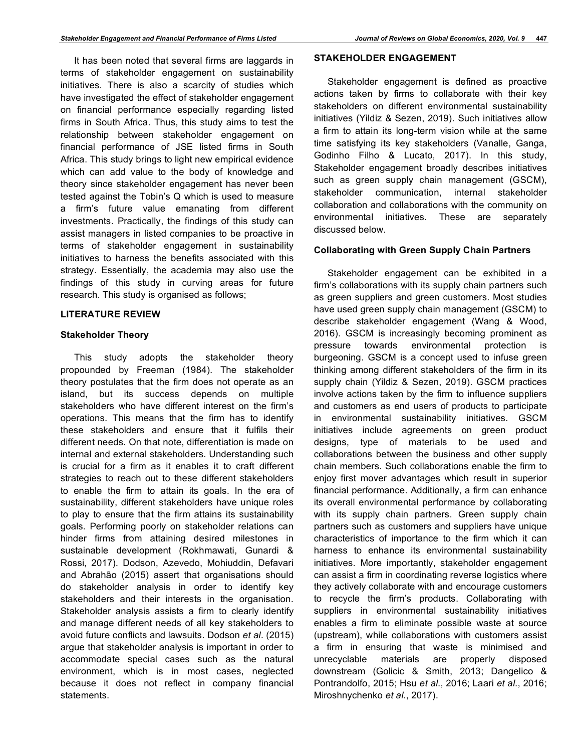It has been noted that several firms are laggards in terms of stakeholder engagement on sustainability initiatives. There is also a scarcity of studies which have investigated the effect of stakeholder engagement on financial performance especially regarding listed firms in South Africa. Thus, this study aims to test the relationship between stakeholder engagement on financial performance of JSE listed firms in South Africa. This study brings to light new empirical evidence which can add value to the body of knowledge and theory since stakeholder engagement has never been tested against the Tobin's Q which is used to measure a firm's future value emanating from different investments. Practically, the findings of this study can assist managers in listed companies to be proactive in terms of stakeholder engagement in sustainability initiatives to harness the benefits associated with this strategy. Essentially, the academia may also use the findings of this study in curving areas for future research. This study is organised as follows;

## LITERATURE REVIEW

### Stakeholder Theory

This study adopts the stakeholder theory propounded by Freeman (1984). The stakeholder theory postulates that the firm does not operate as an island, but its success depends on multiple stakeholders who have different interest on the firm's operations. This means that the firm has to identify these stakeholders and ensure that it fulfils their different needs. On that note, differentiation is made on internal and external stakeholders. Understanding such is crucial for a firm as it enables it to craft different strategies to reach out to these different stakeholders to enable the firm to attain its goals. In the era of sustainability, different stakeholders have unique roles to play to ensure that the firm attains its sustainability goals. Performing poorly on stakeholder relations can hinder firms from attaining desired milestones in sustainable development (Rokhmawati, Gunardi & Rossi, 2017). Dodson, Azevedo, Mohiuddin, Defavari and Abrahão (2015) assert that organisations should do stakeholder analysis in order to identify key stakeholders and their interests in the organisation. Stakeholder analysis assists a firm to clearly identify and manage different needs of all key stakeholders to avoid future conflicts and lawsuits. Dodson *et al*. (2015) argue that stakeholder analysis is important in order to accommodate special cases such as the natural environment, which is in most cases, neglected because it does not reflect in company financial statements.

## STAKEHOLDER ENGAGEMENT

Stakeholder engagement is defined as proactive actions taken by firms to collaborate with their key stakeholders on different environmental sustainability initiatives (Yildiz & Sezen, 2019). Such initiatives allow a firm to attain its long-term vision while at the same time satisfying its key stakeholders (Vanalle, Ganga, Godinho Filho & Lucato, 2017). In this study, Stakeholder engagement broadly describes initiatives such as green supply chain management (GSCM), stakeholder communication, internal stakeholder collaboration and collaborations with the community on environmental initiatives. These are separately discussed below.

### Collaborating with Green Supply Chain Partners

Stakeholder engagement can be exhibited in a firm's collaborations with its supply chain partners such as green suppliers and green customers. Most studies have used green supply chain management (GSCM) to describe stakeholder engagement (Wang & Wood, 2016). GSCM is increasingly becoming prominent as pressure towards environmental protection is burgeoning. GSCM is a concept used to infuse green thinking among different stakeholders of the firm in its supply chain (Yildiz & Sezen, 2019). GSCM practices involve actions taken by the firm to influence suppliers and customers as end users of products to participate in environmental sustainability initiatives. GSCM initiatives include agreements on green product designs, type of materials to be used and collaborations between the business and other supply chain members. Such collaborations enable the firm to enjoy first mover advantages which result in superior financial performance. Additionally, a firm can enhance its overall environmental performance by collaborating with its supply chain partners. Green supply chain partners such as customers and suppliers have unique characteristics of importance to the firm which it can harness to enhance its environmental sustainability initiatives. More importantly, stakeholder engagement can assist a firm in coordinating reverse logistics where they actively collaborate with and encourage customers to recycle the firm's products. Collaborating with suppliers in environmental sustainability initiatives enables a firm to eliminate possible waste at source (upstream), while collaborations with customers assist a firm in ensuring that waste is minimised and unrecyclable materials are properly disposed downstream (Golicic & Smith, 2013; Dangelico & Pontrandolfo, 2015; Hsu *et al*., 2016; Laari *et al*., 2016; Miroshnychenko *et al*., 2017).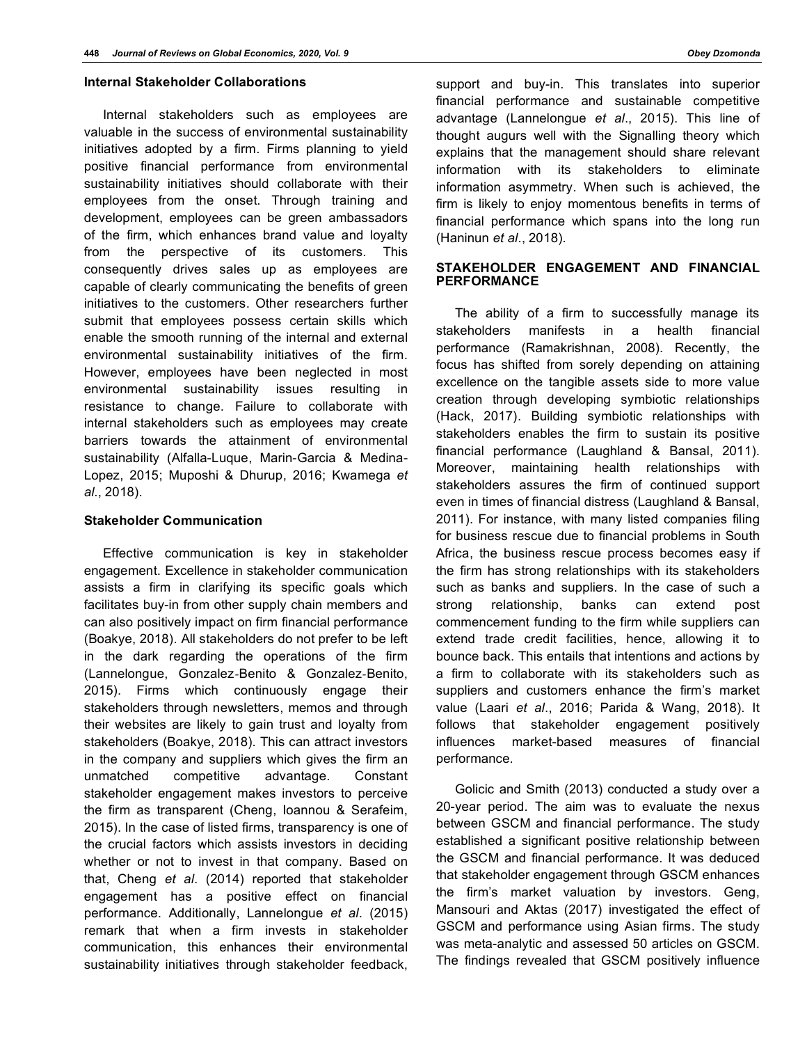### Internal Stakeholder Collaborations

Internal stakeholders such as employees are valuable in the success of environmental sustainability initiatives adopted by a firm. Firms planning to yield positive financial performance from environmental sustainability initiatives should collaborate with their employees from the onset. Through training and development, employees can be green ambassadors of the firm, which enhances brand value and loyalty from the perspective of its customers. This consequently drives sales up as employees are capable of clearly communicating the benefits of green initiatives to the customers. Other researchers further submit that employees possess certain skills which enable the smooth running of the internal and external environmental sustainability initiatives of the firm. However, employees have been neglected in most environmental sustainability issues resulting in resistance to change. Failure to collaborate with internal stakeholders such as employees may create barriers towards the attainment of environmental sustainability (Alfalla-Luque, Marin-Garcia & Medina-Lopez, 2015; Muposhi & Dhurup, 2016; Kwamega *et al*., 2018).

### Stakeholder Communication

Effective communication is key in stakeholder engagement. Excellence in stakeholder communication assists a firm in clarifying its specific goals which facilitates buy-in from other supply chain members and can also positively impact on firm financial performance (Boakye, 2018). All stakeholders do not prefer to be left in the dark regarding the operations of the firm (Lannelongue, Gonzalez-Benito & Gonzalez-Benito, 2015). Firms which continuously engage their stakeholders through newsletters, memos and through their websites are likely to gain trust and loyalty from stakeholders (Boakye, 2018). This can attract investors in the company and suppliers which gives the firm an unmatched competitive advantage. Constant stakeholder engagement makes investors to perceive the firm as transparent (Cheng, Ioannou & Serafeim, 2015). In the case of listed firms, transparency is one of the crucial factors which assists investors in deciding whether or not to invest in that company. Based on that, Cheng *et al*. (2014) reported that stakeholder engagement has a positive effect on financial performance. Additionally, Lannelongue *et al*. (2015) remark that when a firm invests in stakeholder communication, this enhances their environmental sustainability initiatives through stakeholder feedback, support and buy-in. This translates into superior financial performance and sustainable competitive advantage (Lannelongue *et al*., 2015). This line of thought augurs well with the Signalling theory which explains that the management should share relevant information with its stakeholders to eliminate information asymmetry. When such is achieved, the firm is likely to enjoy momentous benefits in terms of financial performance which spans into the long run (Haninun *et al*., 2018).

## STAKEHOLDER ENGAGEMENT AND FINANCIAL PERFORMANCE

The ability of a firm to successfully manage its stakeholders manifests in a health financial performance (Ramakrishnan, 2008). Recently, the focus has shifted from sorely depending on attaining excellence on the tangible assets side to more value creation through developing symbiotic relationships (Hack, 2017). Building symbiotic relationships with stakeholders enables the firm to sustain its positive financial performance (Laughland & Bansal, 2011). Moreover, maintaining health relationships with stakeholders assures the firm of continued support even in times of financial distress (Laughland & Bansal, 2011). For instance, with many listed companies filing for business rescue due to financial problems in South Africa, the business rescue process becomes easy if the firm has strong relationships with its stakeholders such as banks and suppliers. In the case of such a strong relationship, banks can extend post commencement funding to the firm while suppliers can extend trade credit facilities, hence, allowing it to bounce back. This entails that intentions and actions by a firm to collaborate with its stakeholders such as suppliers and customers enhance the firm's market value (Laari *et al*., 2016; Parida & Wang, 2018). It follows that stakeholder engagement positively influences market-based measures of financial performance.

Golicic and Smith (2013) conducted a study over a 20-year period. The aim was to evaluate the nexus between GSCM and financial performance. The study established a significant positive relationship between the GSCM and financial performance. It was deduced that stakeholder engagement through GSCM enhances the firm's market valuation by investors. Geng, Mansouri and Aktas (2017) investigated the effect of GSCM and performance using Asian firms. The study was meta-analytic and assessed 50 articles on GSCM. The findings revealed that GSCM positively influence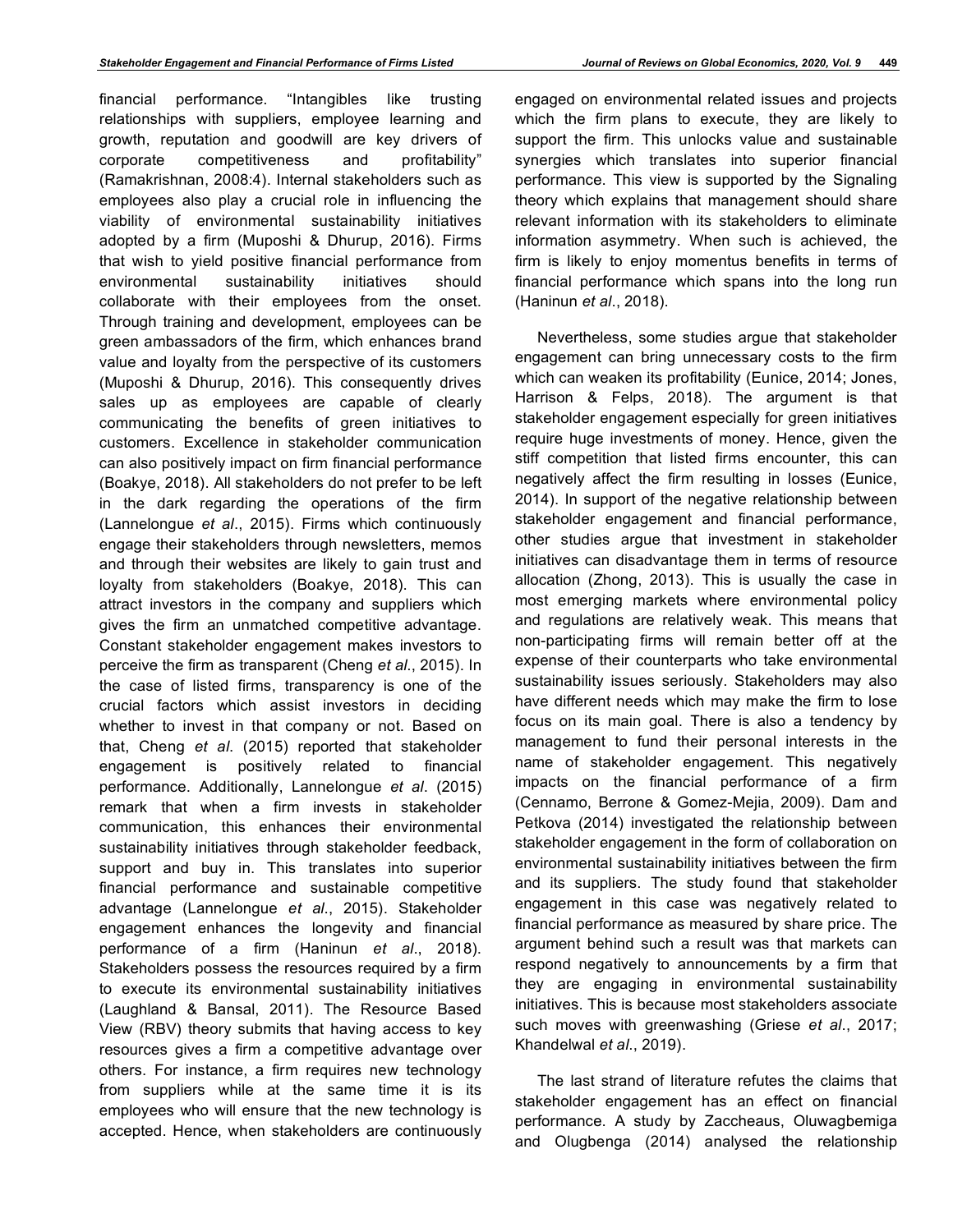financial performance. "Intangibles like trusting relationships with suppliers, employee learning and growth, reputation and goodwill are key drivers of corporate competitiveness and profitability" (Ramakrishnan, 2008:4). Internal stakeholders such as employees also play a crucial role in influencing the viability of environmental sustainability initiatives adopted by a firm (Muposhi & Dhurup, 2016). Firms that wish to yield positive financial performance from environmental sustainability initiatives should collaborate with their employees from the onset. Through training and development, employees can be green ambassadors of the firm, which enhances brand value and loyalty from the perspective of its customers (Muposhi & Dhurup, 2016). This consequently drives sales up as employees are capable of clearly communicating the benefits of green initiatives to customers. Excellence in stakeholder communication can also positively impact on firm financial performance (Boakye, 2018). All stakeholders do not prefer to be left in the dark regarding the operations of the firm (Lannelongue *et al*., 2015). Firms which continuously engage their stakeholders through newsletters, memos and through their websites are likely to gain trust and loyalty from stakeholders (Boakye, 2018). This can attract investors in the company and suppliers which gives the firm an unmatched competitive advantage. Constant stakeholder engagement makes investors to perceive the firm as transparent (Cheng *et al*., 2015). In the case of listed firms, transparency is one of the crucial factors which assist investors in deciding whether to invest in that company or not. Based on that, Cheng *et al*. (2015) reported that stakeholder engagement is positively related to financial performance. Additionally, Lannelongue *et al*. (2015) remark that when a firm invests in stakeholder communication, this enhances their environmental sustainability initiatives through stakeholder feedback, support and buy in. This translates into superior financial performance and sustainable competitive advantage (Lannelongue *et al*., 2015). Stakeholder engagement enhances the longevity and financial performance of a firm (Haninun *et al*., 2018). Stakeholders possess the resources required by a firm to execute its environmental sustainability initiatives (Laughland & Bansal, 2011). The Resource Based View (RBV) theory submits that having access to key resources gives a firm a competitive advantage over others. For instance, a firm requires new technology from suppliers while at the same time it is its employees who will ensure that the new technology is accepted. Hence, when stakeholders are continuously engaged on environmental related issues and projects which the firm plans to execute, they are likely to support the firm. This unlocks value and sustainable synergies which translates into superior financial performance. This view is supported by the Signaling theory which explains that management should share relevant information with its stakeholders to eliminate information asymmetry. When such is achieved, the firm is likely to enjoy momentus benefits in terms of financial performance which spans into the long run (Haninun *et al*., 2018).

Nevertheless, some studies argue that stakeholder engagement can bring unnecessary costs to the firm which can weaken its profitability (Eunice, 2014; Jones, Harrison & Felps, 2018). The argument is that stakeholder engagement especially for green initiatives require huge investments of money. Hence, given the stiff competition that listed firms encounter, this can negatively affect the firm resulting in losses (Eunice, 2014). In support of the negative relationship between stakeholder engagement and financial performance, other studies argue that investment in stakeholder initiatives can disadvantage them in terms of resource allocation (Zhong, 2013). This is usually the case in most emerging markets where environmental policy and regulations are relatively weak. This means that non-participating firms will remain better off at the expense of their counterparts who take environmental sustainability issues seriously. Stakeholders may also have different needs which may make the firm to lose focus on its main goal. There is also a tendency by management to fund their personal interests in the name of stakeholder engagement. This negatively impacts on the financial performance of a firm (Cennamo, Berrone & Gomez-Mejia, 2009). Dam and Petkova (2014) investigated the relationship between stakeholder engagement in the form of collaboration on environmental sustainability initiatives between the firm and its suppliers. The study found that stakeholder engagement in this case was negatively related to financial performance as measured by share price. The argument behind such a result was that markets can respond negatively to announcements by a firm that they are engaging in environmental sustainability initiatives. This is because most stakeholders associate such moves with greenwashing (Griese *et al*., 2017; Khandelwal *et al*., 2019).

The last strand of literature refutes the claims that stakeholder engagement has an effect on financial performance. A study by Zaccheaus, Oluwagbemiga and Olugbenga (2014) analysed the relationship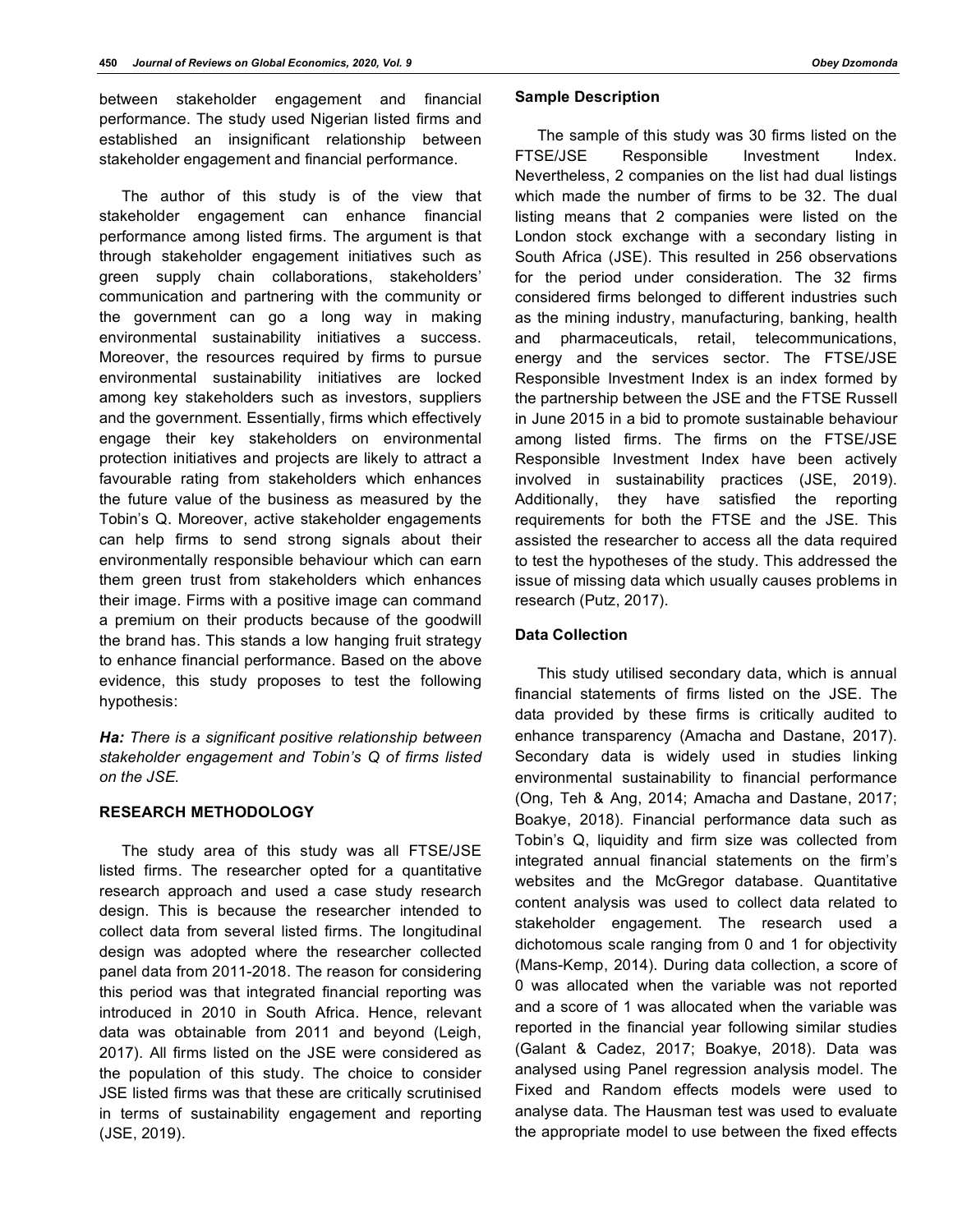between stakeholder engagement and financial performance. The study used Nigerian listed firms and established an insignificant relationship between stakeholder engagement and financial performance.

The author of this study is of the view that stakeholder engagement can enhance financial performance among listed firms. The argument is that through stakeholder engagement initiatives such as green supply chain collaborations, stakeholders' communication and partnering with the community or the government can go a long way in making environmental sustainability initiatives a success. Moreover, the resources required by firms to pursue environmental sustainability initiatives are locked among key stakeholders such as investors, suppliers and the government. Essentially, firms which effectively engage their key stakeholders on environmental protection initiatives and projects are likely to attract a favourable rating from stakeholders which enhances the future value of the business as measured by the Tobin's Q. Moreover, active stakeholder engagements can help firms to send strong signals about their environmentally responsible behaviour which can earn them green trust from stakeholders which enhances their image. Firms with a positive image can command a premium on their products because of the goodwill the brand has. This stands a low hanging fruit strategy to enhance financial performance. Based on the above evidence, this study proposes to test the following hypothesis:

***Ha:*** *There is a significant positive relationship between stakeholder engagement and Tobin's Q of firms listed on the JSE.*

## RESEARCH METHODOLOGY

The study area of this study was all FTSE/JSE listed firms. The researcher opted for a quantitative research approach and used a case study research design. This is because the researcher intended to collect data from several listed firms. The longitudinal design was adopted where the researcher collected panel data from 2011-2018. The reason for considering this period was that integrated financial reporting was introduced in 2010 in South Africa. Hence, relevant data was obtainable from 2011 and beyond (Leigh, 2017). All firms listed on the JSE were considered as the population of this study. The choice to consider JSE listed firms was that these are critically scrutinised in terms of sustainability engagement and reporting (JSE, 2019).

### Sample Description

The sample of this study was 30 firms listed on the FTSE/JSE Responsible Investment Index. Nevertheless, 2 companies on the list had dual listings which made the number of firms to be 32. The dual listing means that 2 companies were listed on the London stock exchange with a secondary listing in South Africa (JSE). This resulted in 256 observations for the period under consideration. The 32 firms considered firms belonged to different industries such as the mining industry, manufacturing, banking, health and pharmaceuticals, retail, telecommunications, energy and the services sector. The FTSE/JSE Responsible Investment Index is an index formed by the partnership between the JSE and the FTSE Russell in June 2015 in a bid to promote sustainable behaviour among listed firms. The firms on the FTSE/JSE Responsible Investment Index have been actively involved in sustainability practices (JSE, 2019). Additionally, they have satisfied the reporting requirements for both the FTSE and the JSE. This assisted the researcher to access all the data required to test the hypotheses of the study. This addressed the issue of missing data which usually causes problems in research (Putz, 2017).

### Data Collection

This study utilised secondary data, which is annual financial statements of firms listed on the JSE. The data provided by these firms is critically audited to enhance transparency (Amacha and Dastane, 2017). Secondary data is widely used in studies linking environmental sustainability to financial performance (Ong, Teh & Ang, 2014; Amacha and Dastane, 2017; Boakye, 2018). Financial performance data such as Tobin's Q, liquidity and firm size was collected from integrated annual financial statements on the firm's websites and the McGregor database. Quantitative content analysis was used to collect data related to stakeholder engagement. The research used a dichotomous scale ranging from 0 and 1 for objectivity (Mans-Kemp, 2014). During data collection, a score of 0 was allocated when the variable was not reported and a score of 1 was allocated when the variable was reported in the financial year following similar studies (Galant & Cadez, 2017; Boakye, 2018). Data was analysed using Panel regression analysis model. The Fixed and Random effects models were used to analyse data. The Hausman test was used to evaluate the appropriate model to use between the fixed effects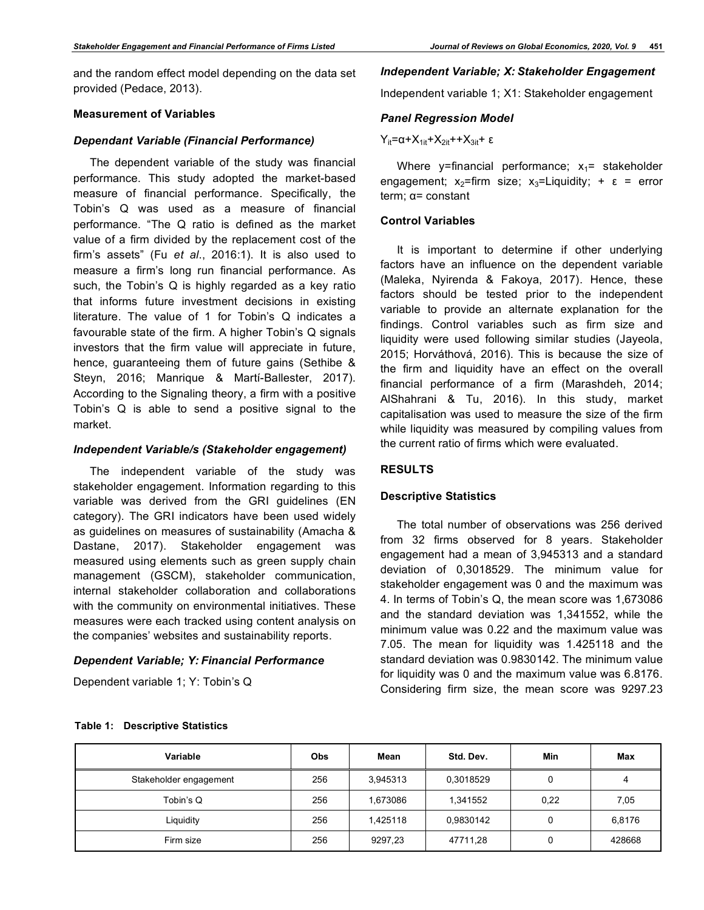and the random effect model depending on the data set provided (Pedace, 2013).

### Measurement of Variables

#### *Dependant Variable (Financial Performance)*

The dependent variable of the study was financial performance. This study adopted the market-based measure of financial performance. Specifically, the Tobin's Q was used as a measure of financial performance. "The Q ratio is defined as the market value of a firm divided by the replacement cost of the firm's assets" (Fu *et al*., 2016:1). It is also used to measure a firm's long run financial performance. As such, the Tobin's Q is highly regarded as a key ratio that informs future investment decisions in existing literature. The value of 1 for Tobin's Q indicates a favourable state of the firm. A higher Tobin's Q signals investors that the firm value will appreciate in future, hence, guaranteeing them of future gains (Sethibe & Steyn, 2016; Manrique & Martí-Ballester, 2017). According to the Signaling theory, a firm with a positive Tobin's Q is able to send a positive signal to the market.

#### *Independent Variable/s (Stakeholder engagement)*

The independent variable of the study was stakeholder engagement. Information regarding to this variable was derived from the GRI guidelines (EN category). The GRI indicators have been used widely as guidelines on measures of sustainability (Amacha & Dastane, 2017). Stakeholder engagement was measured using elements such as green supply chain management (GSCM), stakeholder communication, internal stakeholder collaboration and collaborations with the community on environmental initiatives. These measures were each tracked using content analysis on the companies' websites and sustainability reports.

#### *Dependent Variable; Y: Financial Performance*

Dependent variable 1; Y: Tobin's Q

#### *Independent Variable; X: Stakeholder Engagement*

Independent variable 1; X1: Stakeholder engagement

#### *Panel Regression Model*

$Y_{it}=α+X_{1it}+X_{2it}++X_{3it}+ ε$

Where y=financial performance; $x_1$= stakeholder engagement; $x_2$=firm size; $x_3$=Liquidity; + ε = error term; α= constant

### Control Variables

It is important to determine if other underlying factors have an influence on the dependent variable (Maleka, Nyirenda & Fakoya, 2017). Hence, these factors should be tested prior to the independent variable to provide an alternate explanation for the findings. Control variables such as firm size and liquidity were used following similar studies (Jayeola, 2015; Horváthová, 2016). This is because the size of the firm and liquidity have an effect on the overall financial performance of a firm (Marashdeh, 2014; AlShahrani & Tu, 2016). In this study, market capitalisation was used to measure the size of the firm while liquidity was measured by compiling values from the current ratio of firms which were evaluated.

## RESULTS

### Descriptive Statistics

The total number of observations was 256 derived from 32 firms observed for 8 years. Stakeholder engagement had a mean of 3,945313 and a standard deviation of 0,3018529. The minimum value for stakeholder engagement was 0 and the maximum was 4. In terms of Tobin's Q, the mean score was 1,673086 and the standard deviation was 1,341552, while the minimum value was 0.22 and the maximum value was 7.05. The mean for liquidity was 1.425118 and the standard deviation was 0.9830142. The minimum value for liquidity was 0 and the maximum value was 6.8176. Considering firm size, the mean score was 9297.23

**Table 1: Descriptive Statistics**

| Variable | Obs | Mean | Std. Dev. | Min | Max |
|---|---|---|---|---|---|
| Stakeholder engagement | 256 | 3,945313 | 0,3018529 | 0 | 4 |
| Tobin's Q | 256 | 1,673086 | 1,341552 | 0,22 | 7,05 |
| Liquidity | 256 | 1,425118 | 0,9830142 | 0 | 6,8176 |
| Firm size | 256 | 9297,23 | 47711,28 | 0 | 428668 |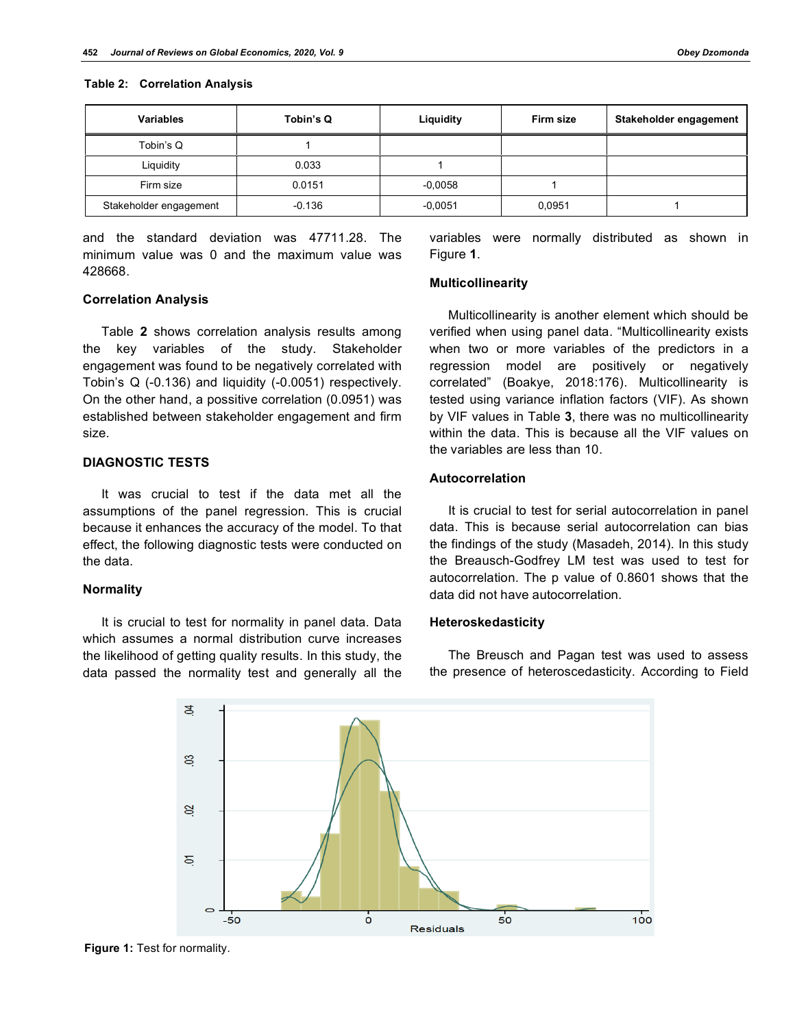**Table 2: Correlation Analysis**

| Variables | Tobin's Q | Liquidity | Firm size | Stakeholder engagement |
|---|---|---|---|---|
| Tobin's Q | 1 | | | |
| Liquidity | 0.033 | 1 | | |
| Firm size | 0.0151 | -0,0058 | 1 | |
| Stakeholder engagement | -0.136 | -0,0051 | 0,0951 | 1 |

and the standard deviation was 47711.28. The minimum value was 0 and the maximum value was 428668.

### Correlation Analysis

Table **2** shows correlation analysis results among the key variables of the study. Stakeholder engagement was found to be negatively correlated with Tobin's Q (-0.136) and liquidity (-0.0051) respectively. On the other hand, a positive correlation (0.0951) was established between stakeholder engagement and firm size.

## DIAGNOSTIC TESTS

It was crucial to test if the data met all the assumptions of the panel regression. This is crucial because it enhances the accuracy of the model. To that effect, the following diagnostic tests were conducted on the data.

### Normality

It is crucial to test for normality in panel data. Data which assumes a normal distribution curve increases the likelihood of getting quality results. In this study, the data passed the normality test and generally all the variables were normally distributed as shown in Figure **1**.

### Multicollinearity

Multicollinearity is another element which should be verified when using panel data. "Multicollinearity exists when two or more variables of the predictors in a regression model are positively or negatively correlated" (Boakye, 2018:176). Multicollinearity is tested using variance inflation factors (VIF). As shown by VIF values in Table **3**, there was no multicollinearity within the data. This is because all the VIF values on the variables are less than 10.

### Autocorrelation

It is crucial to test for serial autocorrelation in panel data. This is because serial autocorrelation can bias the findings of the study (Masadeh, 2014). In this study the Breausch-Godfrey LM test was used to test for autocorrelation. The p value of 0.8601 shows that the data did not have autocorrelation.

### Heteroskedasticity

The Breusch and Pagan test was used to assess the presence of heteroscedasticity. According to Field

**Figure 1:** Test for normality.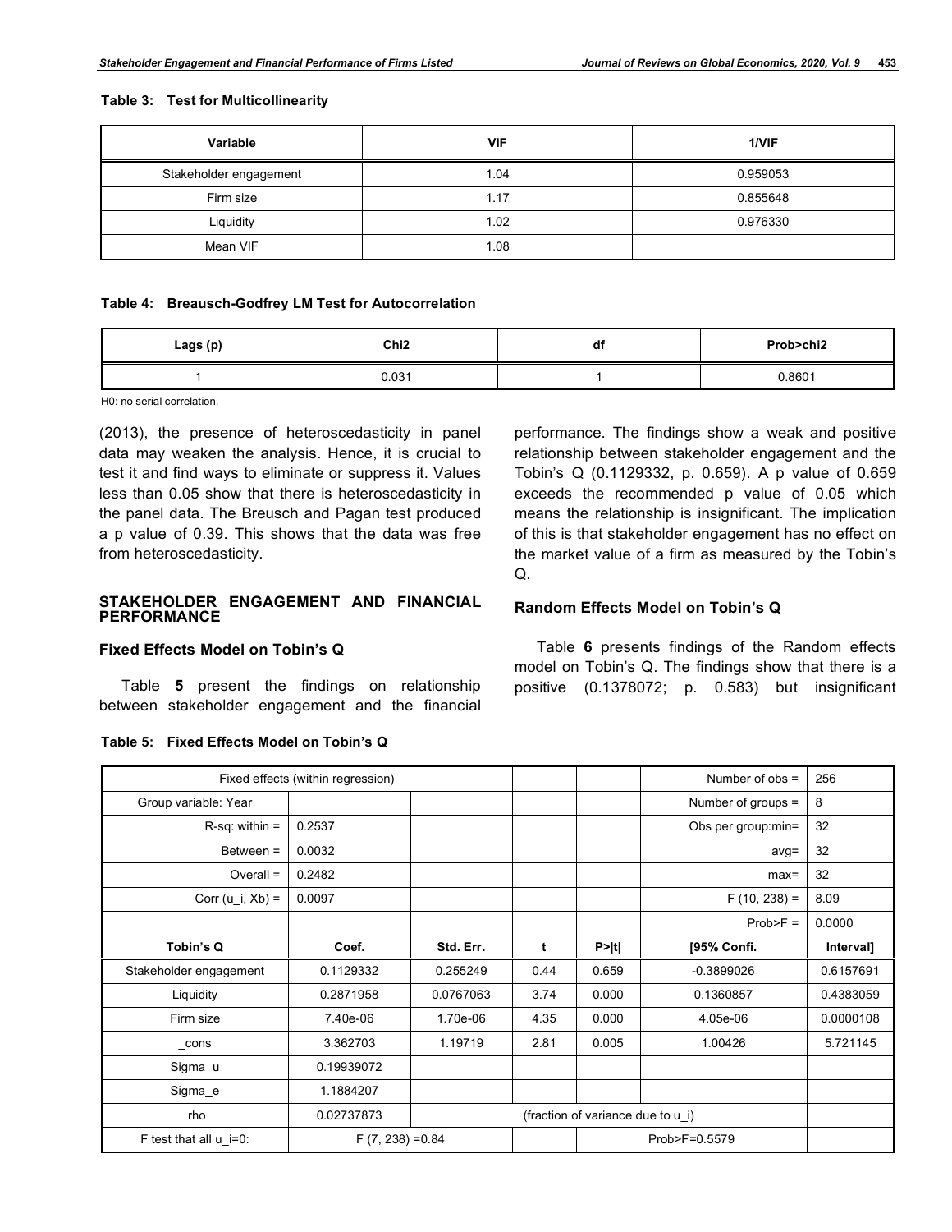**Table 3: Test for Multicollinearity**

| Variable | VIF | 1/VIF |
|---|---|---|
| Stakeholder engagement | 1.04 | 0.959053 |
| Firm size | 1.17 | 0.855648 |
| Liquidity | 1.02 | 0.976330 |
| Mean VIF | 1.08 | |

**Table 4: Breausch-Godfrey LM Test for Autocorrelation**

| Lags (p) | Chi2 | df | Prob>chi2 |
|---|---|---|---|
| 1 | 0.031 | 1 | 0.8601 |

H0: no serial correlation.

(2013), the presence of heteroscedasticity in panel data may weaken the analysis. Hence, it is crucial to test it and find ways to eliminate or suppress it. Values less than 0.05 show that there is heteroscedasticity in the panel data. The Breusch and Pagan test produced a p value of 0.39. This shows that the data was free from heteroscedasticity.

## STAKEHOLDER ENGAGEMENT AND FINANCIAL PERFORMANCE

### Fixed Effects Model on Tobin's Q

Table **5** present the findings on relationship between stakeholder engagement and the financial performance. The findings show a weak and positive relationship between stakeholder engagement and the Tobin's Q (0.1129332, p. 0.659). A p value of 0.659 exceeds the recommended p value of 0.05 which means the relationship is insignificant. The implication of this is that stakeholder engagement has no effect on the market value of a firm as measured by the Tobin's Q.

### Random Effects Model on Tobin's Q

Table **6** presents findings of the Random effects model on Tobin's Q. The findings show that there is a positive (0.1378072; p. 0.583) but insignificant

**Table 5: Fixed Effects Model on Tobin's Q**

| Fixed effects (within regression) | | | | | Number of obs = | 256 |
|---|---|---|---|---|---|---|
| Group variable: Year | | | | | Number of groups = | 8 |
| R-sq: within = | 0.2537 | | | | Obs per group:min= | 32 |
| Between = | 0.0032 | | | | avg= | 32 |
| Overall = | 0.2482 | | | | max= | 32 |
| Corr (u_i, Xb) = | 0.0097 | | | | F (10, 238) = | 8.09 |
| | | | | | Prob>F = | 0.0000 |
| **Tobin's Q** | **Coef.** | **Std. Err.** | **t** | **P>\|t\|** | **[95% Confi.** | **Interval]** |
| Stakeholder engagement | 0.1129332 | 0.255249 | 0.44 | 0.659 | -0.3899026 | 0.6157691 |
| Liquidity | 0.2871958 | 0.0767063 | 3.74 | 0.000 | 0.1360857 | 0.4383059 |
| Firm size | 7.40e-06 | 1.70e-06 | 4.35 | 0.000 | 4.05e-06 | 0.0000108 |
| _cons | 3.362703 | 1.19719 | 2.81 | 0.005 | 1.00426 | 5.721145 |
| Sigma_u | 0.19939072 | | | | | |
| Sigma_e | 1.1884207 | | | | | |
| rho | 0.02737873 | (fraction of variance due to u_i) | | | | |
| F test that all u_i=0: | F (7, 238) =0.84 | | | Prob>F=0.5579 | | |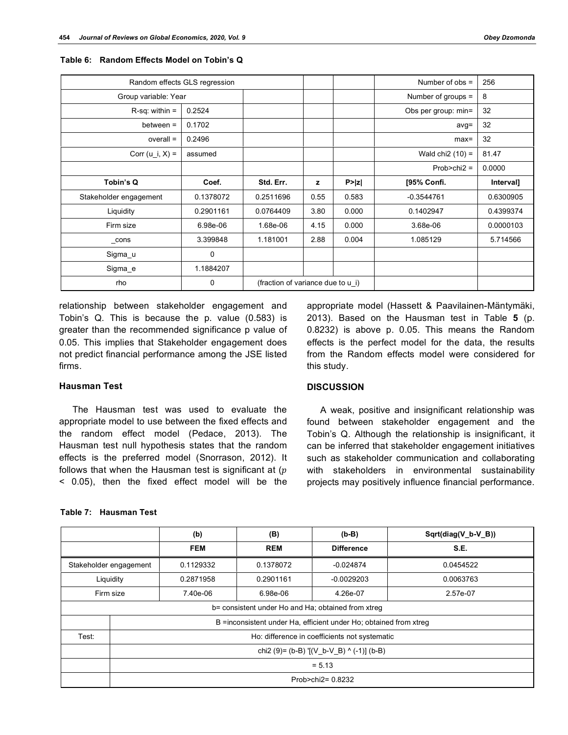**Table 6: Random Effects Model on Tobin's Q**

| Random effects GLS regression | | | | | Number of obs = | 256 |
|---|---|---|---|---|---|---|
| Group variable: Year | | | | | Number of groups = | 8 |
| R-sq: within = | 0.2524 | | | | Obs per group: min= | 32 |
| between = | 0.1702 | | | | avg= | 32 |
| overall = | 0.2496 | | | | max= | 32 |
| Corr (u_i, X) = | assumed | | | | Wald chi2 (10) = | 81.47 |
| | | | | | Prob>chi2 = | 0.0000 |
| **Tobin's Q** | **Coef.** | **Std. Err.** | **z** | **P>\|z\|** | **[95% Confi.** | **Interval]** |
| Stakeholder engagement | 0.1378072 | 0.2511696 | 0.55 | 0.583 | -0.3544761 | 0.6300905 |
| Liquidity | 0.2901161 | 0.0764409 | 3.80 | 0.000 | 0.1402947 | 0.4399374 |
| Firm size | 6.98e-06 | 1.68e-06 | 4.15 | 0.000 | 3.68e-06 | 0.0000103 |
| _cons | 3.399848 | 1.181001 | 2.88 | 0.004 | 1.085129 | 5.714566 |
| Sigma_u | 0 | | | | | |
| Sigma_e | 1.1884207 | | | | | |
| rho | 0 | (fraction of variance due to u_i) | | | | |

relationship between stakeholder engagement and Tobin's Q. This is because the p. value (0.583) is greater than the recommended significance p value of 0.05. This implies that Stakeholder engagement does not predict financial performance among the JSE listed firms.

## Hausman Test

The Hausman test was used to evaluate the appropriate model to use between the fixed effects and the random effect model (Pedace, 2013). The Hausman test null hypothesis states that the random effects is the preferred model (Snorrason, 2012). It follows that when the Hausman test is significant at ($p < 0.05$), then the fixed effect model will be the appropriate model (Hassett & Paavilainen-Mäntymäki, 2013). Based on the Hausman test in Table **5** (p. 0.8232) is above p. 0.05. This means the Random effects is the perfect model for the data, the results from the Random effects model were considered for this study.

## DISCUSSION

A weak, positive and insignificant relationship was found between stakeholder engagement and the Tobin's Q. Although the relationship is insignificant, it can be inferred that stakeholder engagement initiatives such as stakeholder communication and collaborating with stakeholders in environmental sustainability projects may positively influence financial performance.

**Table 7: Hausman Test**

| | (b) | (B) | (b-B) | Sqrt(diag(V_b-V_B)) |
|---|---|---|---|---|
| | **FEM** | **REM** | **Difference** | **S.E.** |
| Stakeholder engagement | 0.1129332 | 0.1378072 | -0.024874 | 0.0454522 |
| Liquidity | 0.2871958 | 0.2901161 | -0.0029203 | 0.0063763 |
| Firm size | 7.40e-06 | 6.98e-06 | 4.26e-07 | 2.57e-07 |
| b= consistent under Ho and Ha; obtained from xtreg | | | | |
| | B =inconsistent under Ha, efficient under Ho; obtained from xtreg | | | |
| Test: | Ho: difference in coefficients not systematic | | | |
| | chi2 (9)= (b-B) '[(V_b-V_B) ^ (-1)] (b-B) | | | |
| | = 5.13 | | | |
| | Prob>chi2= 0.8232 | | | |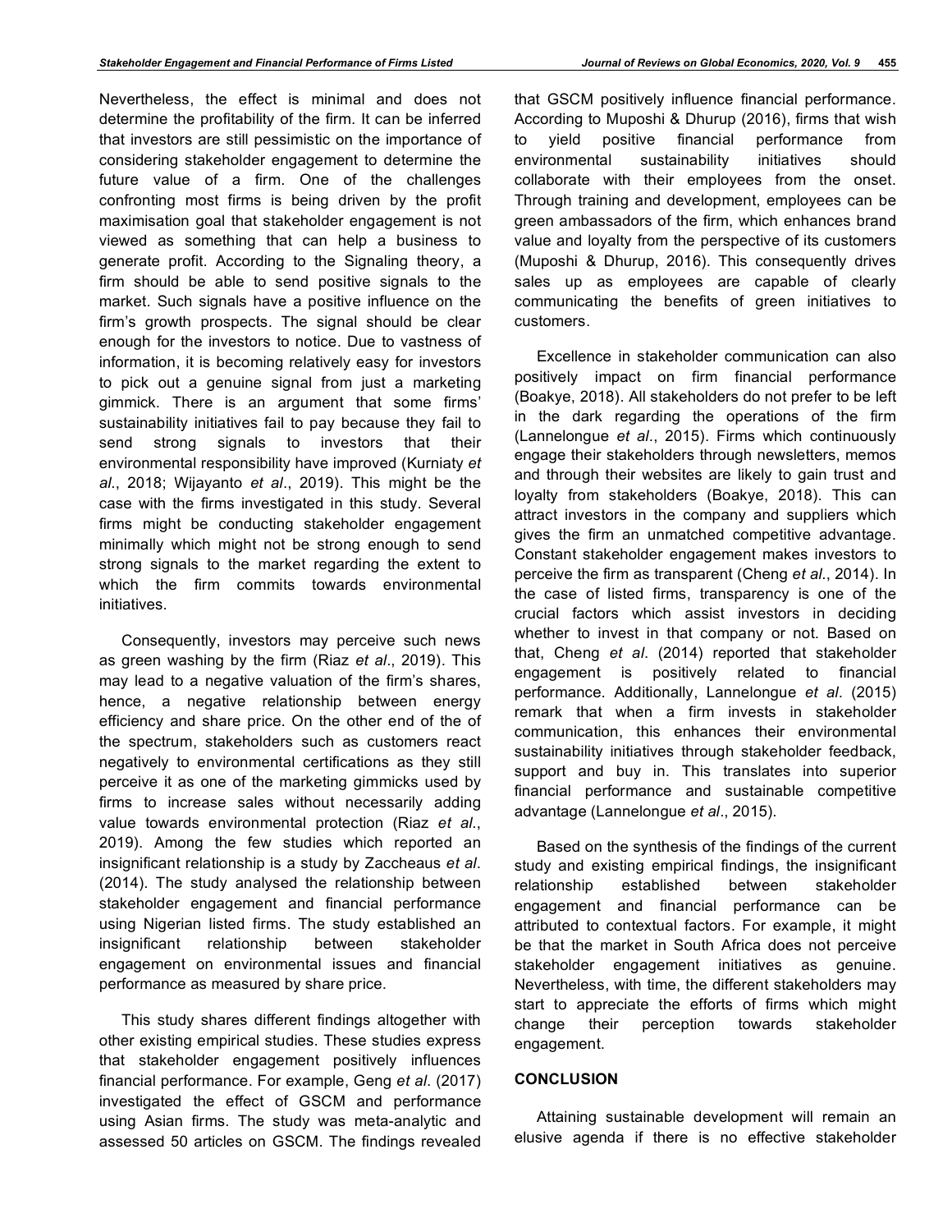Nevertheless, the effect is minimal and does not determine the profitability of the firm. It can be inferred that investors are still pessimistic on the importance of considering stakeholder engagement to determine the future value of a firm. One of the challenges confronting most firms is being driven by the profit maximisation goal that stakeholder engagement is not viewed as something that can help a business to generate profit. According to the Signaling theory, a firm should be able to send positive signals to the market. Such signals have a positive influence on the firm's growth prospects. The signal should be clear enough for the investors to notice. Due to vastness of information, it is becoming relatively easy for investors to pick out a genuine signal from just a marketing gimmick. There is an argument that some firms' sustainability initiatives fail to pay because they fail to send strong signals to investors that their environmental responsibility have improved (Kurniaty *et al*., 2018; Wijayanto *et al*., 2019). This might be the case with the firms investigated in this study. Several firms might be conducting stakeholder engagement minimally which might not be strong enough to send strong signals to the market regarding the extent to which the firm commits towards environmental initiatives.

Consequently, investors may perceive such news as green washing by the firm (Riaz *et al*., 2019). This may lead to a negative valuation of the firm's shares, hence, a negative relationship between energy efficiency and share price. On the other end of the of the spectrum, stakeholders such as customers react negatively to environmental certifications as they still perceive it as one of the marketing gimmicks used by firms to increase sales without necessarily adding value towards environmental protection (Riaz *et al*., 2019). Among the few studies which reported an insignificant relationship is a study by Zaccheaus *et al*. (2014). The study analysed the relationship between stakeholder engagement and financial performance using Nigerian listed firms. The study established an insignificant relationship between stakeholder engagement on environmental issues and financial performance as measured by share price.

This study shares different findings altogether with other existing empirical studies. These studies express that stakeholder engagement positively influences financial performance. For example, Geng *et al*. (2017) investigated the effect of GSCM and performance using Asian firms. The study was meta-analytic and assessed 50 articles on GSCM. The findings revealed that GSCM positively influence financial performance. According to Muposhi & Dhurup (2016), firms that wish to yield positive financial performance from environmental sustainability initiatives should collaborate with their employees from the onset. Through training and development, employees can be green ambassadors of the firm, which enhances brand value and loyalty from the perspective of its customers (Muposhi & Dhurup, 2016). This consequently drives sales up as employees are capable of clearly communicating the benefits of green initiatives to customers.

Excellence in stakeholder communication can also positively impact on firm financial performance (Boakye, 2018). All stakeholders do not prefer to be left in the dark regarding the operations of the firm (Lannelongue *et al*., 2015). Firms which continuously engage their stakeholders through newsletters, memos and through their websites are likely to gain trust and loyalty from stakeholders (Boakye, 2018). This can attract investors in the company and suppliers which gives the firm an unmatched competitive advantage. Constant stakeholder engagement makes investors to perceive the firm as transparent (Cheng *et al*., 2014). In the case of listed firms, transparency is one of the crucial factors which assist investors in deciding whether to invest in that company or not. Based on that, Cheng *et al*. (2014) reported that stakeholder engagement is positively related to financial performance. Additionally, Lannelongue *et al*. (2015) remark that when a firm invests in stakeholder communication, this enhances their environmental sustainability initiatives through stakeholder feedback, support and buy in. This translates into superior financial performance and sustainable competitive advantage (Lannelongue *et al*., 2015).

Based on the synthesis of the findings of the current study and existing empirical findings, the insignificant relationship established between stakeholder engagement and financial performance can be attributed to contextual factors. For example, it might be that the market in South Africa does not perceive stakeholder engagement initiatives as genuine. Nevertheless, with time, the different stakeholders may start to appreciate the efforts of firms which might change their perception towards stakeholder engagement.

## CONCLUSION

Attaining sustainable development will remain an elusive agenda if there is no effective stakeholder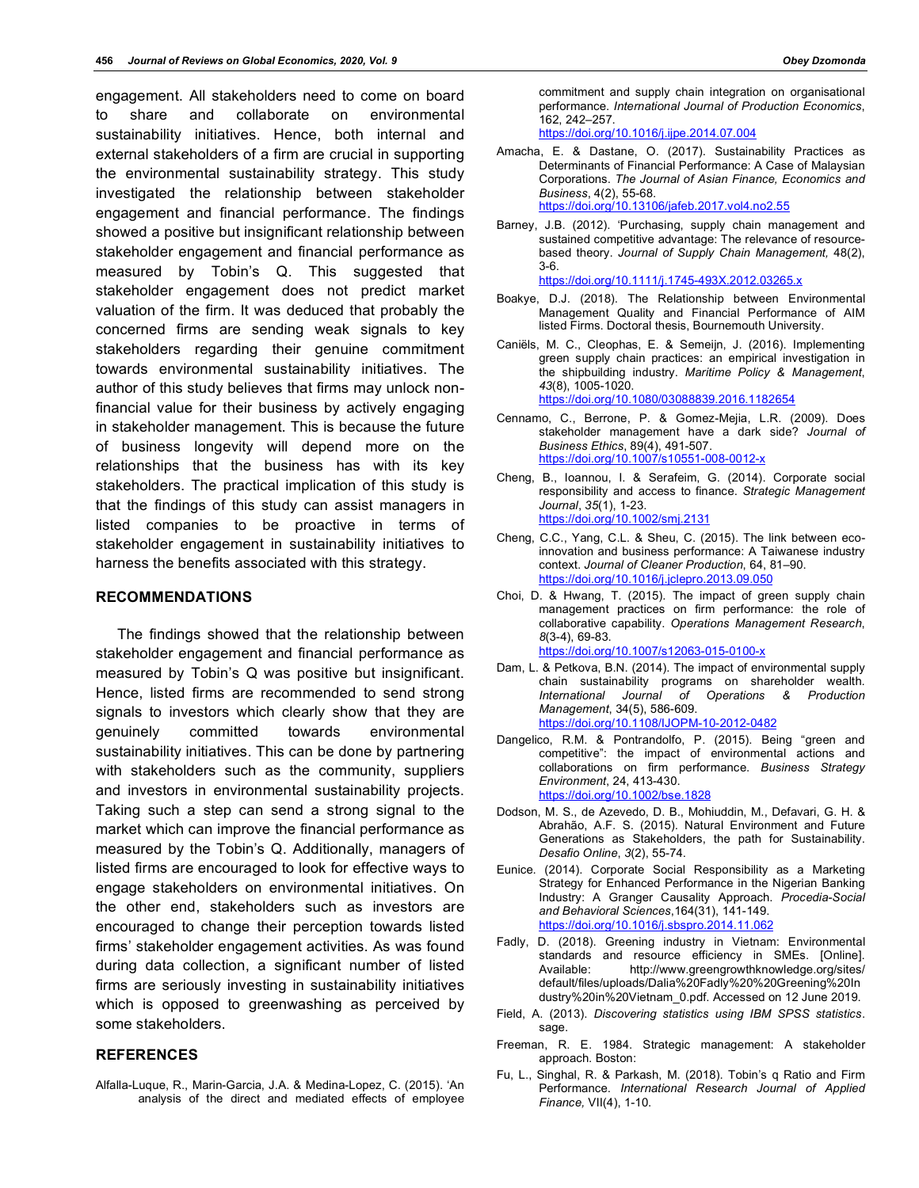engagement. All stakeholders need to come on board to share and collaborate on environmental sustainability initiatives. Hence, both internal and external stakeholders of a firm are crucial in supporting the environmental sustainability strategy. This study investigated the relationship between stakeholder engagement and financial performance. The findings showed a positive but insignificant relationship between stakeholder engagement and financial performance as measured by Tobin's Q. This suggested that stakeholder engagement does not predict market valuation of the firm. It was deduced that probably the concerned firms are sending weak signals to key stakeholders regarding their genuine commitment towards environmental sustainability initiatives. The author of this study believes that firms may unlock non-financial value for their business by actively engaging in stakeholder management. This is because the future of business longevity will depend more on the relationships that the business has with its key stakeholders. The practical implication of this study is that the findings of this study can assist managers in listed companies to be proactive in terms of stakeholder engagement in sustainability initiatives to harness the benefits associated with this strategy.

## RECOMMENDATIONS

The findings showed that the relationship between stakeholder engagement and financial performance as measured by Tobin's Q was positive but insignificant. Hence, listed firms are recommended to send strong signals to investors which clearly show that they are genuinely committed towards environmental sustainability initiatives. This can be done by partnering with stakeholders such as the community, suppliers and investors in environmental sustainability projects. Taking such a step can send a strong signal to the market which can improve the financial performance as measured by the Tobin's Q. Additionally, managers of listed firms are encouraged to look for effective ways to engage stakeholders on environmental initiatives. On the other end, stakeholders such as investors are encouraged to change their perception towards listed firms' stakeholder engagement activities. As was found during data collection, a significant number of listed firms are seriously investing in sustainability initiatives which is opposed to greenwashing as perceived by some stakeholders.

## REFERENCES

Alfalla-Luque, R., Marin-Garcia, J.A. & Medina-Lopez, C. (2015). 'An analysis of the direct and mediated effects of employee commitment and supply chain integration on organisational performance. *International Journal of Production Economics*, 162, 242–257. https://doi.org/10.1016/j.ijpe.2014.07.004

Amacha, E. & Dastane, O. (2017). Sustainability Practices as Determinants of Financial Performance: A Case of Malaysian Corporations. *The Journal of Asian Finance, Economics and Business*, 4(2), 55-68. https://doi.org/10.13106/jafeb.2017.vol4.no2.55

Barney, J.B. (2012). 'Purchasing, supply chain management and sustained competitive advantage: The relevance of resource-based theory. *Journal of Supply Chain Management,* 48(2), 3-6. https://doi.org/10.1111/j.1745-493X.2012.03265.x

Boakye, D.J. (2018). The Relationship between Environmental Management Quality and Financial Performance of AIM listed Firms. Doctoral thesis, Bournemouth University.

Caniëls, M. C., Cleophas, E. & Semeijn, J. (2016). Implementing green supply chain practices: an empirical investigation in the shipbuilding industry. *Maritime Policy & Management*, *43*(8), 1005-1020. https://doi.org/10.1080/03088839.2016.1182654

Cennamo, C., Berrone, P. & Gomez-Mejia, L.R. (2009). Does stakeholder management have a dark side? *Journal of Business Ethics*, 89(4), 491-507. https://doi.org/10.1007/s10551-008-0012-x

Cheng, B., Ioannou, I. & Serafeim, G. (2014). Corporate social responsibility and access to finance. *Strategic Management Journal*, *35*(1), 1-23. https://doi.org/10.1002/smj.2131

Cheng, C.C., Yang, C.L. & Sheu, C. (2015). The link between eco-innovation and business performance: A Taiwanese industry context. *Journal of Cleaner Production*, 64, 81–90. https://doi.org/10.1016/j.jclepro.2013.09.050

Choi, D. & Hwang, T. (2015). The impact of green supply chain management practices on firm performance: the role of collaborative capability. *Operations Management Research*, *8*(3-4), 69-83. https://doi.org/10.1007/s12063-015-0100-x

Dam, L. & Petkova, B.N. (2014). The impact of environmental supply chain sustainability programs on shareholder wealth. *International Journal of Operations & Production Management*, 34(5), 586-609. https://doi.org/10.1108/IJOPM-10-2012-0482

Dangelico, R.M. & Pontrandolfo, P. (2015). Being "green and competitive": the impact of environmental actions and collaborations on firm performance. *Business Strategy Environment*, 24, 413-430. https://doi.org/10.1002/bse.1828

Dodson, M. S., de Azevedo, D. B., Mohiuddin, M., Defavari, G. H. & Abrahão, A.F. S. (2015). Natural Environment and Future Generations as Stakeholders, the path for Sustainability. *Desafio Online*, *3*(2), 55-74.

Eunice. (2014). Corporate Social Responsibility as a Marketing Strategy for Enhanced Performance in the Nigerian Banking Industry: A Granger Causality Approach. *Procedia-Social and Behavioral Sciences*,164(31), 141-149. https://doi.org/10.1016/j.sbspro.2014.11.062

Fadly, D. (2018). Greening industry in Vietnam: Environmental standards and resource efficiency in SMEs. [Online]. Available: http://www.greengrowthknowledge.org/sites/default/files/uploads/Dalia%20Fadly%20%20Greening%20Industry%20in%20Vietnam_0.pdf. Accessed on 12 June 2019.

Field, A. (2013). *Discovering statistics using IBM SPSS statistics*. sage.

Freeman, R. E. 1984. Strategic management: A stakeholder approach. Boston:

Fu, L., Singhal, R. & Parkash, M. (2018). Tobin's q Ratio and Firm Performance. *International Research Journal of Applied Finance,* VII(4), 1-10.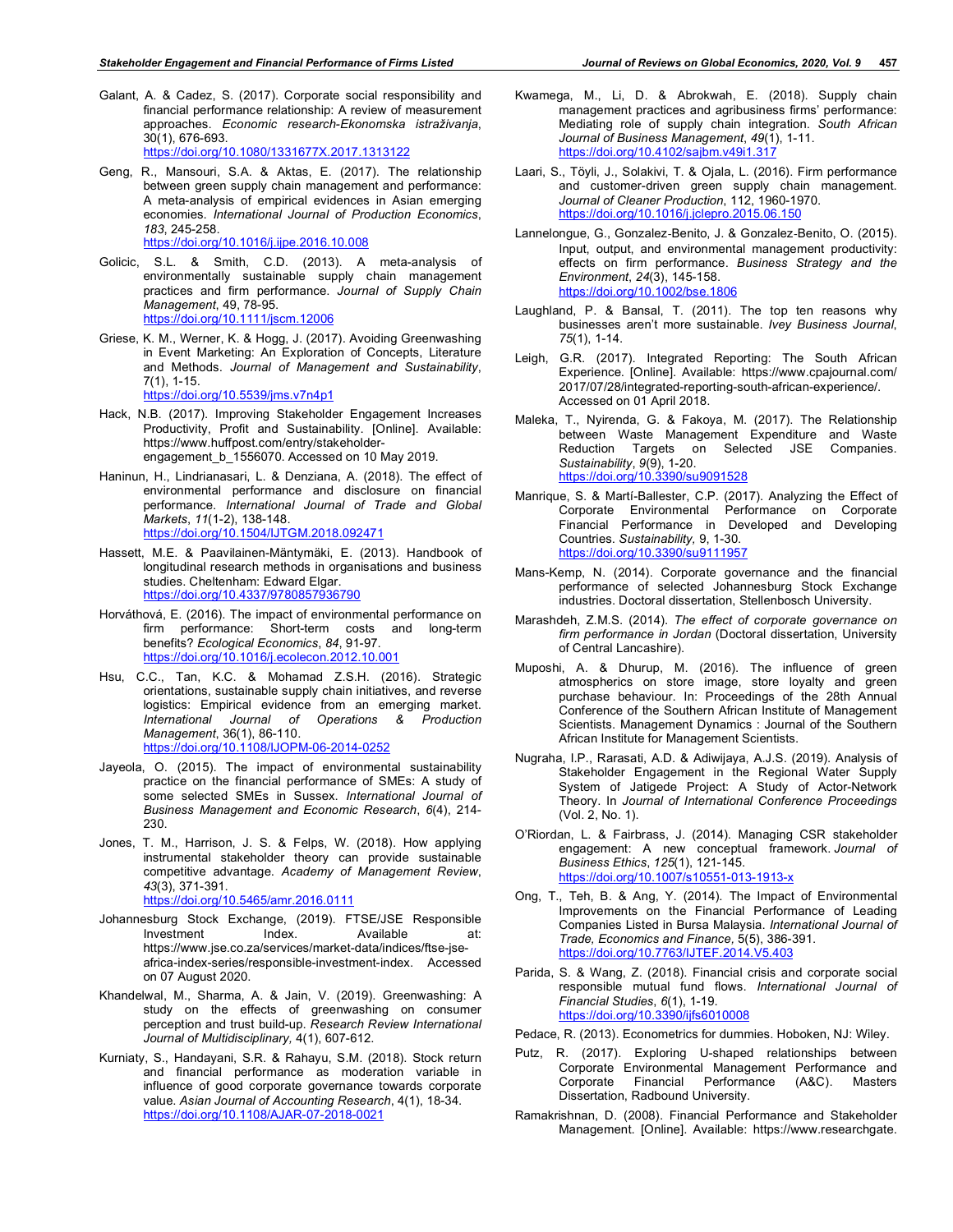Galant, A. & Cadez, S. (2017). Corporate social responsibility and financial performance relationship: A review of measurement approaches. *Economic research-Ekonomska istraživanja*, 30(1), 676-693. https://doi.org/10.1080/1331677X.2017.1313122

Geng, R., Mansouri, S.A. & Aktas, E. (2017). The relationship between green supply chain management and performance: A meta-analysis of empirical evidences in Asian emerging economies. *International Journal of Production Economics*, *183*, 245-258. https://doi.org/10.1016/j.ijpe.2016.10.008

Golicic, S.L. & Smith, C.D. (2013). A meta-analysis of environmentally sustainable supply chain management practices and firm performance. *Journal of Supply Chain Management*, 49, 78-95. https://doi.org/10.1111/jscm.12006

Griese, K. M., Werner, K. & Hogg, J. (2017). Avoiding Greenwashing in Event Marketing: An Exploration of Concepts, Literature and Methods. *Journal of Management and Sustainability*, 7(1), 1-15. https://doi.org/10.5539/jms.v7n4p1

Hack, N.B. (2017). Improving Stakeholder Engagement Increases Productivity, Profit and Sustainability. [Online]. Available: https://www.huffpost.com/entry/stakeholder-engagement_b_1556070. Accessed on 10 May 2019.

Haninun, H., Lindrianasari, L. & Denziana, A. (2018). The effect of environmental performance and disclosure on financial performance. *International Journal of Trade and Global Markets*, *11*(1-2), 138-148. https://doi.org/10.1504/IJTGM.2018.092471

Hassett, M.E. & Paavilainen-Mäntymäki, E. (2013). Handbook of longitudinal research methods in organisations and business studies. Cheltenham: Edward Elgar. https://doi.org/10.4337/9780857936790

Horváthová, E. (2016). The impact of environmental performance on firm performance: Short-term costs and long-term benefits? *Ecological Economics*, *84*, 91-97. https://doi.org/10.1016/j.ecolecon.2012.10.001

Hsu, C.C., Tan, K.C. & Mohamad Z.S.H. (2016). Strategic orientations, sustainable supply chain initiatives, and reverse logistics: Empirical evidence from an emerging market. *International Journal of Operations & Production Management*, 36(1), 86-110. https://doi.org/10.1108/IJOPM-06-2014-0252

Jayeola, O. (2015). The impact of environmental sustainability practice on the financial performance of SMEs: A study of some selected SMEs in Sussex. *International Journal of Business Management and Economic Research*, *6*(4), 214-230.

Jones, T. M., Harrison, J. S. & Felps, W. (2018). How applying instrumental stakeholder theory can provide sustainable competitive advantage. *Academy of Management Review*, *43*(3), 371-391. https://doi.org/10.5465/amr.2016.0111

Johannesburg Stock Exchange, (2019). FTSE/JSE Responsible Investment Index. Available at: https://www.jse.co.za/services/market-data/indices/ftse-jse-africa-index-series/responsible-investment-index. Accessed on 07 August 2020.

Khandelwal, M., Sharma, A. & Jain, V. (2019). Greenwashing: A study on the effects of greenwashing on consumer perception and trust build-up. *Research Review International Journal of Multidisciplinary,* 4(1), 607-612.

Kurniaty, S., Handayani, S.R. & Rahayu, S.M. (2018). Stock return and financial performance as moderation variable in influence of good corporate governance towards corporate value. *Asian Journal of Accounting Research*, 4(1), 18-34. https://doi.org/10.1108/AJAR-07-2018-0021

Kwamega, M., Li, D. & Abrokwah, E. (2018). Supply chain management practices and agribusiness firms' performance: Mediating role of supply chain integration. *South African Journal of Business Management*, *49*(1), 1-11. https://doi.org/10.4102/sajbm.v49i1.317

Laari, S., Töyli, J., Solakivi, T. & Ojala, L. (2016). Firm performance and customer-driven green supply chain management. *Journal of Cleaner Production*, 112, 1960-1970. https://doi.org/10.1016/j.jclepro.2015.06.150

Lannelongue, G., Gonzalez-Benito, J. & Gonzalez-Benito, O. (2015). Input, output, and environmental management productivity: effects on firm performance. *Business Strategy and the Environment*, *24*(3), 145-158. https://doi.org/10.1002/bse.1806

Laughland, P. & Bansal, T. (2011). The top ten reasons why businesses aren't more sustainable. *Ivey Business Journal*, *75*(1), 1-14.

Leigh, G.R. (2017). Integrated Reporting: The South African Experience. [Online]. Available: https://www.cpajournal.com/2017/07/28/integrated-reporting-south-african-experience/. Accessed on 01 April 2018.

Maleka, T., Nyirenda, G. & Fakoya, M. (2017). The Relationship between Waste Management Expenditure and Waste Reduction Targets on Selected JSE Companies. *Sustainability*, *9*(9), 1-20. https://doi.org/10.3390/su9091528

Manrique, S. & Martí-Ballester, C.P. (2017). Analyzing the Effect of Corporate Environmental Performance on Corporate Financial Performance in Developed and Developing Countries. *Sustainability*, 9, 1-30. https://doi.org/10.3390/su9111957

Mans-Kemp, N. (2014). Corporate governance and the financial performance of selected Johannesburg Stock Exchange industries. Doctoral dissertation, Stellenbosch University.

Marashdeh, Z.M.S. (2014). *The effect of corporate governance on firm performance in Jordan* (Doctoral dissertation, University of Central Lancashire).

Muposhi, A. & Dhurup, M. (2016). The influence of green atmospherics on store image, store loyalty and green purchase behaviour. In: Proceedings of the 28th Annual Conference of the Southern African Institute of Management Scientists. Management Dynamics : Journal of the Southern African Institute for Management Scientists.

Nugraha, I.P., Rarasati, A.D. & Adiwijaya, A.J.S. (2019). Analysis of Stakeholder Engagement in the Regional Water Supply System of Jatigede Project: A Study of Actor-Network Theory. In *Journal of International Conference Proceedings* (Vol. 2, No. 1).

O'Riordan, L. & Fairbrass, J. (2014). Managing CSR stakeholder engagement: A new conceptual framework. *Journal of Business Ethics*, *125*(1), 121-145. https://doi.org/10.1007/s10551-013-1913-x

Ong, T., Teh, B. & Ang, Y. (2014). The Impact of Environmental Improvements on the Financial Performance of Leading Companies Listed in Bursa Malaysia. *International Journal of Trade, Economics and Finance,* 5(5), 386-391. https://doi.org/10.7763/IJTEF.2014.V5.403

Parida, S. & Wang, Z. (2018). Financial crisis and corporate social responsible mutual fund flows. *International Journal of Financial Studies*, *6*(1), 1-19. https://doi.org/10.3390/ijfs6010008

Pedace, R. (2013). Econometrics for dummies. Hoboken, NJ: Wiley.

Putz, R. (2017). Exploring U-shaped relationships between Corporate Environmental Management Performance and Corporate Financial Performance (A&C). Masters Dissertation, Radboud University.

Ramakrishnan, D. (2008). Financial Performance and Stakeholder Management. [Online]. Available: https://www.researchgate.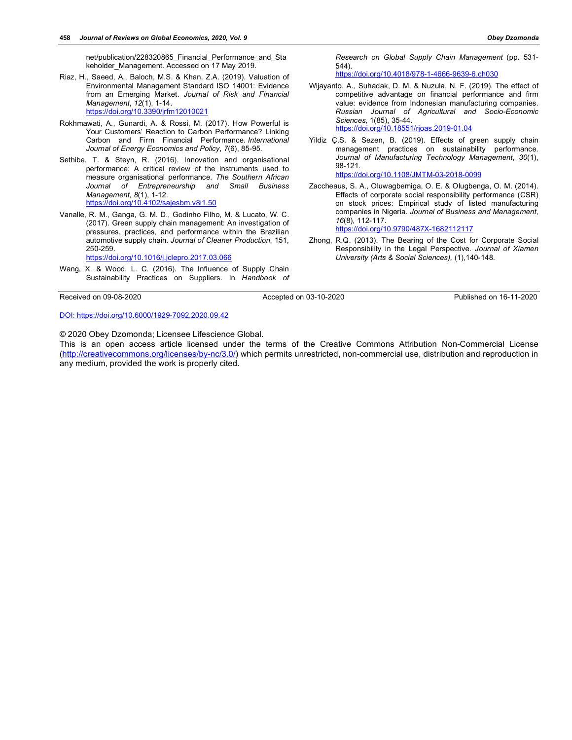net/publication/228320865_Financial_Performance_and_Stakeholder_Management. Accessed on 17 May 2019.

Riaz, H., Saeed, A., Baloch, M.S. & Khan, Z.A. (2019). Valuation of Environmental Management Standard ISO 14001: Evidence from an Emerging Market. *Journal of Risk and Financial Management*, *12*(1), 1-14. https://doi.org/10.3390/jrfm12010021

Rokhmawati, A., Gunardi, A. & Rossi, M. (2017). How Powerful is Your Customers' Reaction to Carbon Performance? Linking Carbon and Firm Financial Performance. *International Journal of Energy Economics and Policy*, *7*(6), 85-95.

Sethibe, T. & Steyn, R. (2016). Innovation and organisational performance: A critical review of the instruments used to measure organisational performance. *The Southern African Journal of Entrepreneurship and Small Business Management*, *8*(1), 1-12. https://doi.org/10.4102/sajesbm.v8i1.50

Vanalle, R. M., Ganga, G. M. D., Godinho Filho, M. & Lucato, W. C. (2017). Green supply chain management: An investigation of pressures, practices, and performance within the Brazilian automotive supply chain. *Journal of Cleaner Production*, 151, 250-259. https://doi.org/10.1016/j.jclepro.2017.03.066

Wang, X. & Wood, L. C. (2016). The Influence of Supply Chain Sustainability Practices on Suppliers. In *Handbook of Research on Global Supply Chain Management* (pp. 531-544). https://doi.org/10.4018/978-1-4666-9639-6.ch030

Wijayanto, A., Suhadak, D. M. & Nuzula, N. F. (2019). The effect of competitive advantage on financial performance and firm value: evidence from Indonesian manufacturing companies. *Russian Journal of Agricultural and Socio-Economic Sciences,* 1(85), 35-44. https://doi.org/10.18551/rjoas.2019-01.04

Yildiz Ç.S. & Sezen, B. (2019). Effects of green supply chain management practices on sustainability performance. *Journal of Manufacturing Technology Management*, *30*(1), 98-121. https://doi.org/10.1108/JMTM-03-2018-0099

Zaccheaus, S. A., Oluwagbemiga, O. E. & Olugbenga, O. M. (2014). Effects of corporate social responsibility performance (CSR) on stock prices: Empirical study of listed manufacturing companies in Nigeria. *Journal of Business and Management*, *16*(8), 112-117. https://doi.org/10.9790/487X-1682112117

Zhong, R.Q. (2013). The Bearing of the Cost for Corporate Social Responsibility in the Legal Perspective. *Journal of Xiamen University (Arts & Social Sciences),* (1),140-148.

Received on 09-08-2020 Accepted on 03-10-2020 Published on 16-11-2020

DOI: https://doi.org/10.6000/1929-7092.2020.09.42

© 2020 Obey Dzomonda; Licensee Lifescience Global.

This is an open access article licensed under the terms of the Creative Commons Attribution Non-Commercial License (http://creativecommons.org/licenses/by-nc/3.0/) which permits unrestricted, non-commercial use, distribution and reproduction in any medium, provided the work is properly cited.